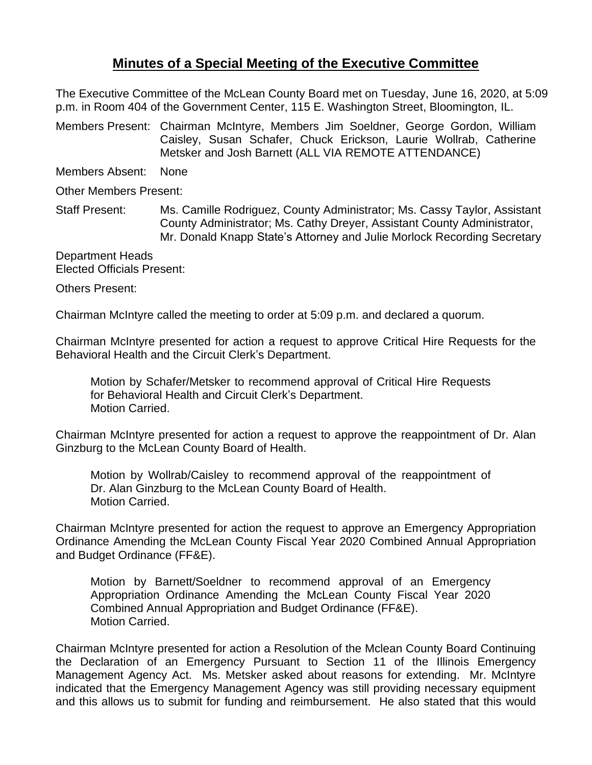# Minutes of a Special Meeting of the Executive Committee

The Executive Committee of the McLean County Board met on Tuesday, June 16, 2020, at 5:09 p.m. in Room 404 of the Government Center, 115 E. Washington Street, Bloomington, IL.

Members Present: Chairman McIntyre, Members Jim Soeldner, George Gordon, William Caisley, Susan Schafer, Chuck Erickson, Laurie Wollrab, Catherine Metsker and Josh Barnett (ALL VIA REMOTE ATTENDANCE)

Members Absent: None

Other Members Present:

Staff Present: Ms. Camille Rodriguez, County Administrator; Ms. Cassy Taylor, Assistant County Administrator; Ms. Cathy Dreyer, Assistant County Administrator, Mr. Donald Knapp State's Attorney and Julie Morlock Recording Secretary

Department Heads
Elected Officials Present:

Others Present:

Chairman McIntyre called the meeting to order at 5:09 p.m. and declared a quorum.

Chairman McIntyre presented for action a request to approve Critical Hire Requests for the Behavioral Health and the Circuit Clerk's Department.

> Motion by Schafer/Metsker to recommend approval of Critical Hire Requests for Behavioral Health and Circuit Clerk's Department.
> Motion Carried.

Chairman McIntyre presented for action a request to approve the reappointment of Dr. Alan Ginzburg to the McLean County Board of Health.

> Motion by Wollrab/Caisley to recommend approval of the reappointment of Dr. Alan Ginzburg to the McLean County Board of Health.
> Motion Carried.

Chairman McIntyre presented for action the request to approve an Emergency Appropriation Ordinance Amending the McLean County Fiscal Year 2020 Combined Annual Appropriation and Budget Ordinance (FF&E).

> Motion by Barnett/Soeldner to recommend approval of an Emergency Appropriation Ordinance Amending the McLean County Fiscal Year 2020 Combined Annual Appropriation and Budget Ordinance (FF&E).
> Motion Carried.

Chairman McIntyre presented for action a Resolution of the Mclean County Board Continuing the Declaration of an Emergency Pursuant to Section 11 of the Illinois Emergency Management Agency Act. Ms. Metsker asked about reasons for extending. Mr. McIntyre indicated that the Emergency Management Agency was still providing necessary equipment and this allows us to submit for funding and reimbursement. He also stated that this would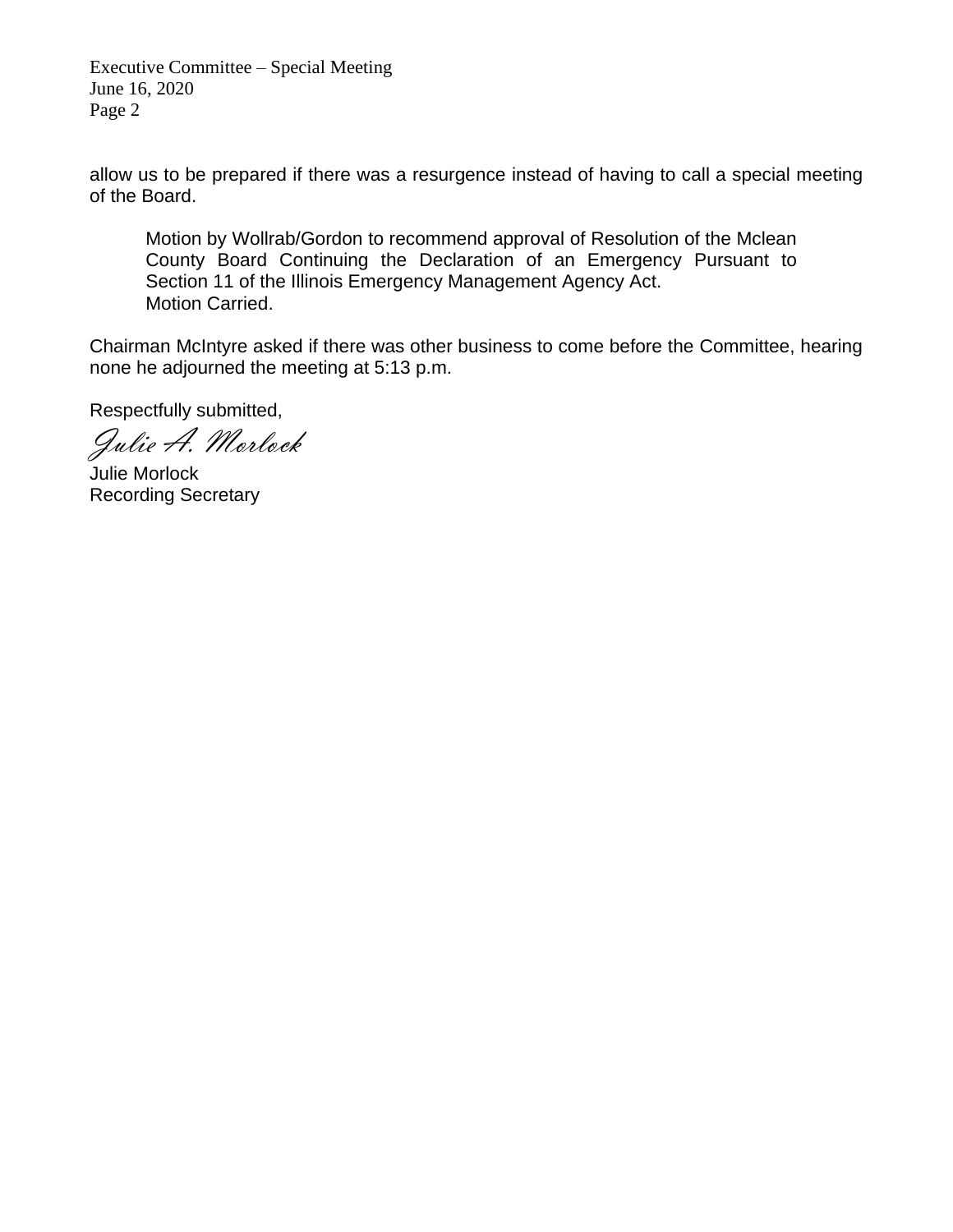allow us to be prepared if there was a resurgence instead of having to call a special meeting of the Board.

> Motion by Wollrab/Gordon to recommend approval of Resolution of the Mclean County Board Continuing the Declaration of an Emergency Pursuant to Section 11 of the Illinois Emergency Management Agency Act.
> Motion Carried.

Chairman McIntyre asked if there was other business to come before the Committee, hearing none he adjourned the meeting at 5:13 p.m.

Respectfully submitted,

*Julie A. Morlock*

Julie Morlock
Recording Secretary